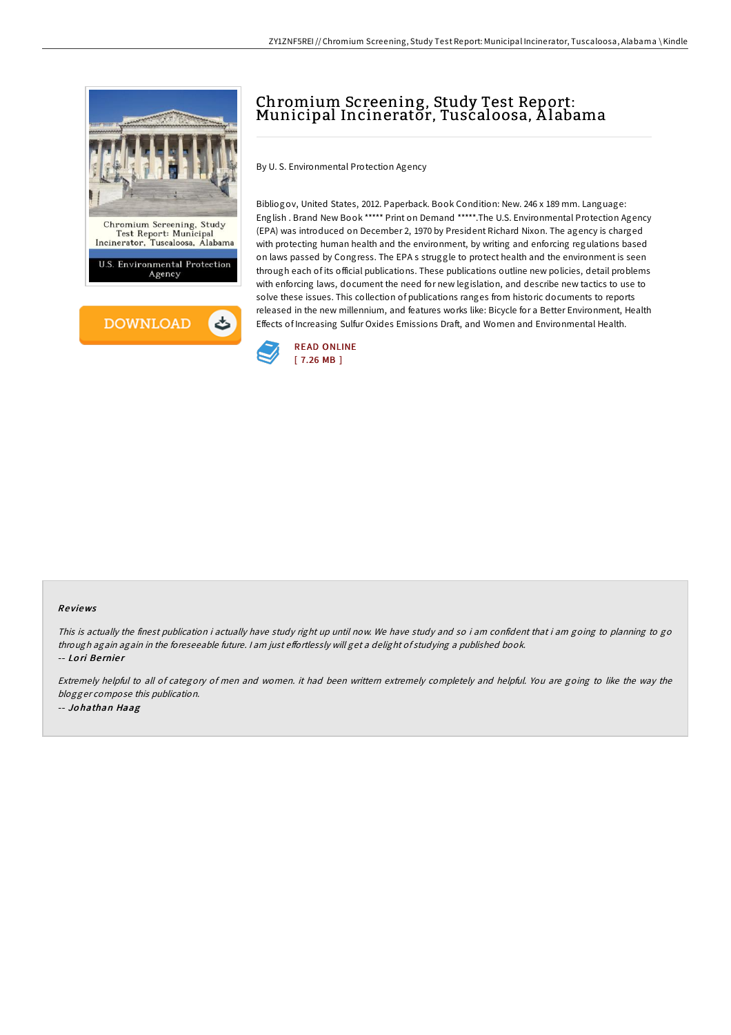# Chromium Screening, Study Test Report: Municipal Incinerator, Tuscaloosa, Alabama

By U. S. Environmental Protection Agency

Bibliogov, United States, 2012. Paperback. Book Condition: New. 246 x 189 mm. Language: English . Brand New Book ***** Print on Demand *****.The U.S. Environmental Protection Agency (EPA) was introduced on December 2, 1970 by President Richard Nixon. The agency is charged with protecting human health and the environment, by writing and enforcing regulations based on laws passed by Congress. The EPA s struggle to protect health and the environment is seen through each of its official publications. These publications outline new policies, detail problems with enforcing laws, document the need for new legislation, and describe new tactics to use to solve these issues. This collection of publications ranges from historic documents to reports released in the new millennium, and features works like: Bicycle for a Better Environment, Health Effects of Increasing Sulfur Oxides Emissions Draft, and Women and Environmental Health.

READ ONLINE
[ 7.26 MB ]

## Reviews

*This is actually the finest publication i actually have study right up until now. We have study and so i am confident that i am going to planning to go through again again in the foreseeable future. I am just effortlessly will get a delight of studying a published book.*

-- *Lori Bernier*

*Extremely helpful to all of category of men and women. it had been writtern extremely completely and helpful. You are going to like the way the blogger compose this publication.*

-- *Johathan Haag*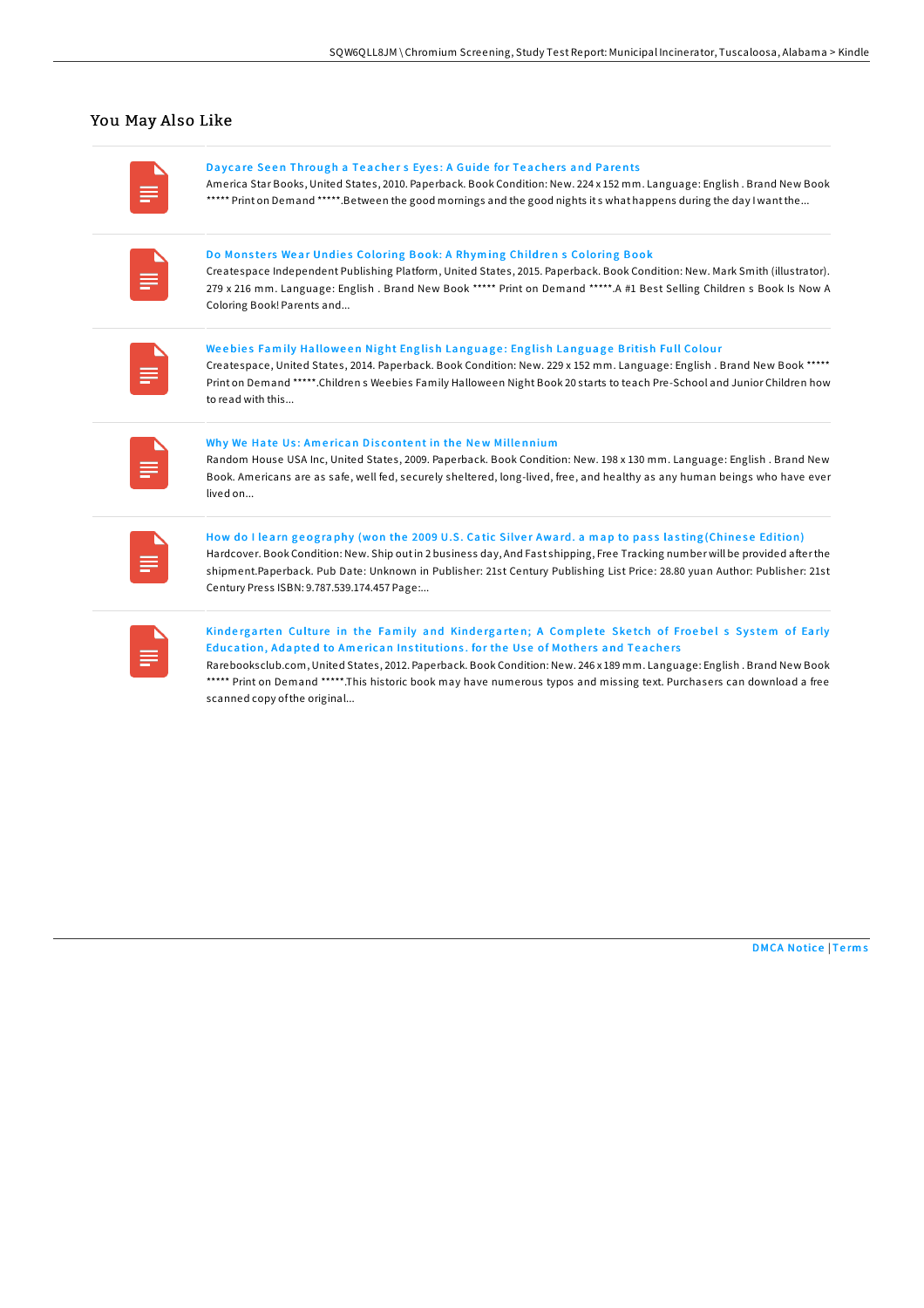## You May Also Like

**Daycare Seen Through a Teacher s Eyes: A Guide for Teachers and Parents**

America Star Books, United States, 2010. Paperback. Book Condition: New. 224 x 152 mm. Language: English . Brand New Book ***** Print on Demand *****.Between the good mornings and the good nights it s what happens during the day I want the...

**Do Monsters Wear Undies Coloring Book: A Rhyming Children s Coloring Book**

Createspace Independent Publishing Platform, United States, 2015. Paperback. Book Condition: New. Mark Smith (illustrator). 279 x 216 mm. Language: English . Brand New Book ***** Print on Demand *****.A #1 Best Selling Children s Book Is Now A Coloring Book! Parents and...

**Weebies Family Halloween Night English Language: English Language British Full Colour**

Createspace, United States, 2014. Paperback. Book Condition: New. 229 x 152 mm. Language: English . Brand New Book ***** Print on Demand *****.Children s Weebies Family Halloween Night Book 20 starts to teach Pre-School and Junior Children how to read with this...

**Why We Hate Us: American Discontent in the New Millennium**

Random House USA Inc, United States, 2009. Paperback. Book Condition: New. 198 x 130 mm. Language: English . Brand New Book. Americans are as safe, well fed, securely sheltered, long-lived, free, and healthy as any human beings who have ever lived on...

**How do I learn geography (won the 2009 U.S. Catic Silver Award. a map to pass lasting(Chinese Edition)**

Hardcover. Book Condition: New. Ship out in 2 business day, And Fast shipping, Free Tracking number will be provided after the shipment.Paperback. Pub Date: Unknown in Publisher: 21st Century Publishing List Price: 28.80 yuan Author: Publisher: 21st Century Press ISBN: 9.787.539.174.457 Page:...

**Kindergarten Culture in the Family and Kindergarten; A Complete Sketch of Froebel s System of Early Education, Adapted to American Institutions. for the Use of Mothers and Teachers**

Rarebooksclub.com, United States, 2012. Paperback. Book Condition: New. 246 x 189 mm. Language: English . Brand New Book ***** Print on Demand *****.This historic book may have numerous typos and missing text. Purchasers can download a free scanned copy of the original...